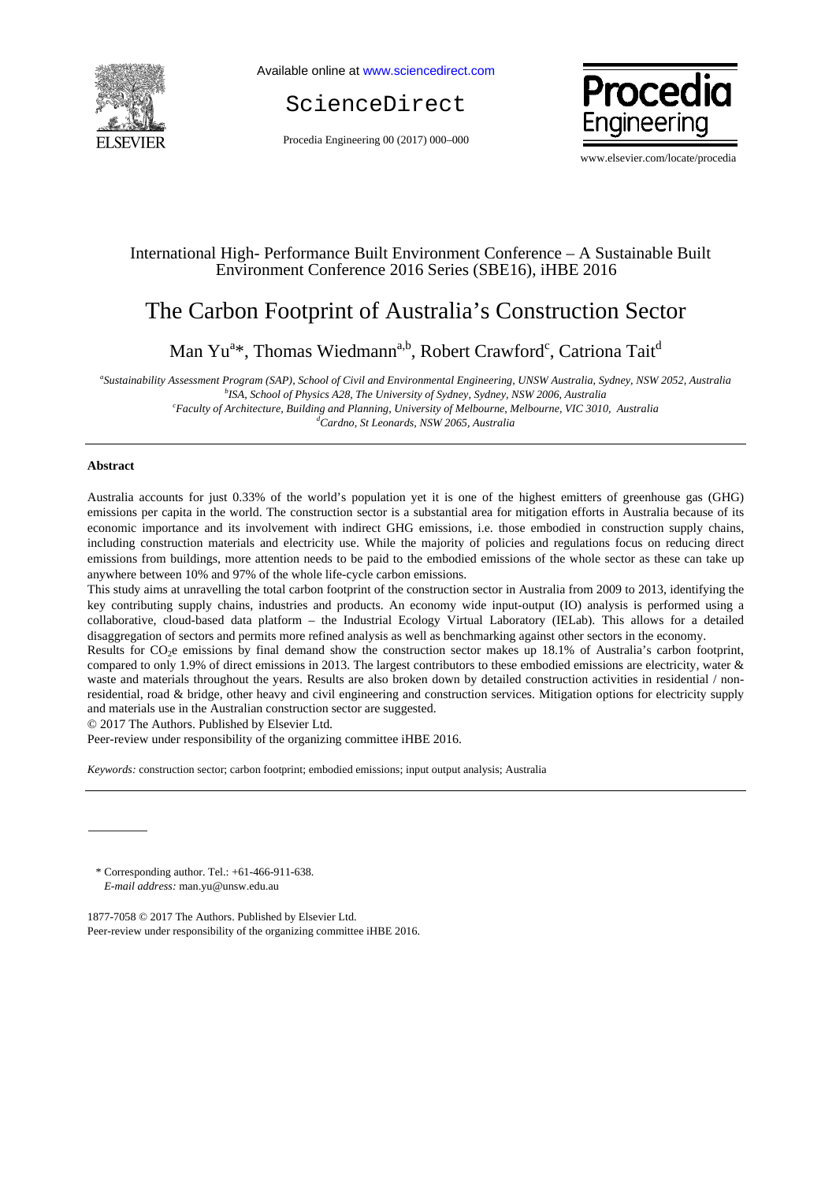International High- Performance Built Environment Conference – A Sustainable Built Environment Conference 2016 Series (SBE16), iHBE 2016

# The Carbon Footprint of Australia's Construction Sector

Man Yu[a]*, Thomas Wiedmann[a,b], Robert Crawford[c], Catriona Tait[d]

[a]*Sustainability Assessment Program (SAP), School of Civil and Environmental Engineering, UNSW Australia, Sydney, NSW 2052, Australia*
[b]*ISA, School of Physics A28, The University of Sydney, Sydney, NSW 2006, Australia*
[c]*Faculty of Architecture, Building and Planning, University of Melbourne, Melbourne, VIC 3010, Australia*
[d]*Cardno, St Leonards, NSW 2065, Australia*

## Abstract

Australia accounts for just 0.33% of the world's population yet it is one of the highest emitters of greenhouse gas (GHG) emissions per capita in the world. The construction sector is a substantial area for mitigation efforts in Australia because of its economic importance and its involvement with indirect GHG emissions, i.e. those embodied in construction supply chains, including construction materials and electricity use. While the majority of policies and regulations focus on reducing direct emissions from buildings, more attention needs to be paid to the embodied emissions of the whole sector as these can take up anywhere between 10% and 97% of the whole life-cycle carbon emissions.

This study aims at unravelling the total carbon footprint of the construction sector in Australia from 2009 to 2013, identifying the key contributing supply chains, industries and products. An economy wide input-output (IO) analysis is performed using a collaborative, cloud-based data platform – the Industrial Ecology Virtual Laboratory (IELab). This allows for a detailed disaggregation of sectors and permits more refined analysis as well as benchmarking against other sectors in the economy.

Results for $CO_2$e emissions by final demand show the construction sector makes up 18.1% of Australia's carbon footprint, compared to only 1.9% of direct emissions in 2013. The largest contributors to these embodied emissions are electricity, water & waste and materials throughout the years. Results are also broken down by detailed construction activities in residential / non-residential, road & bridge, other heavy and civil engineering and construction services. Mitigation options for electricity supply and materials use in the Australian construction sector are suggested.

© 2017 The Authors. Published by Elsevier Ltd.
Peer-review under responsibility of the organizing committee iHBE 2016.

*Keywords:* construction sector; carbon footprint; embodied emissions; input output analysis; Australia

---

\* Corresponding author. Tel.: +61-466-911-638.
*E-mail address:* man.yu@unsw.edu.au

1877-7058 © 2017 The Authors. Published by Elsevier Ltd.
Peer-review under responsibility of the organizing committee iHBE 2016.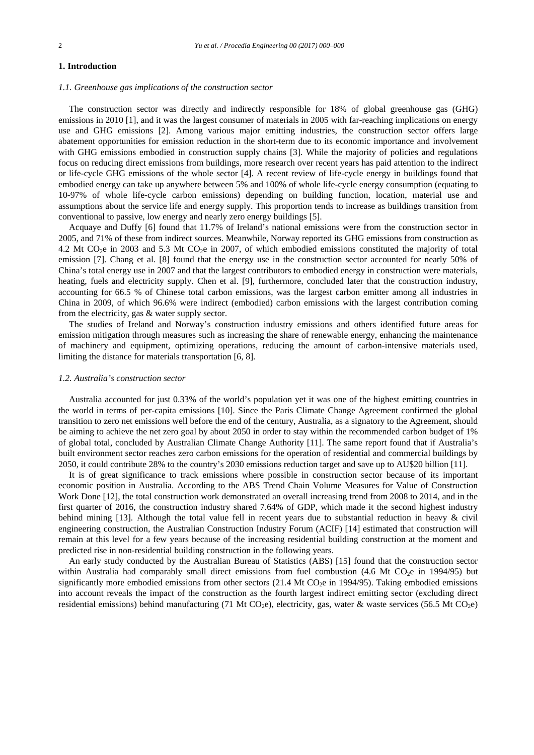## 1. Introduction

### *1.1. Greenhouse gas implications of the construction sector*

The construction sector was directly and indirectly responsible for 18% of global greenhouse gas (GHG) emissions in 2010 [1], and it was the largest consumer of materials in 2005 with far-reaching implications on energy use and GHG emissions [2]. Among various major emitting industries, the construction sector offers large abatement opportunities for emission reduction in the short-term due to its economic importance and involvement with GHG emissions embodied in construction supply chains [3]. While the majority of policies and regulations focus on reducing direct emissions from buildings, more research over recent years has paid attention to the indirect or life-cycle GHG emissions of the whole sector [4]. A recent review of life-cycle energy in buildings found that embodied energy can take up anywhere between 5% and 100% of whole life-cycle energy consumption (equating to 10-97% of whole life-cycle carbon emissions) depending on building function, location, material use and assumptions about the service life and energy supply. This proportion tends to increase as buildings transition from conventional to passive, low energy and nearly zero energy buildings [5].

Acquaye and Duffy [6] found that 11.7% of Ireland's national emissions were from the construction sector in 2005, and 71% of these from indirect sources. Meanwhile, Norway reported its GHG emissions from construction as 4.2 Mt $CO_2$e in 2003 and 5.3 Mt $CO_2$e in 2007, of which embodied emissions constituted the majority of total emission [7]. Chang et al. [8] found that the energy use in the construction sector accounted for nearly 50% of China's total energy use in 2007 and that the largest contributors to embodied energy in construction were materials, heating, fuels and electricity supply. Chen et al. [9], furthermore, concluded later that the construction industry, accounting for 66.5 % of Chinese total carbon emissions, was the largest carbon emitter among all industries in China in 2009, of which 96.6% were indirect (embodied) carbon emissions with the largest contribution coming from the electricity, gas & water supply sector.

The studies of Ireland and Norway's construction industry emissions and others identified future areas for emission mitigation through measures such as increasing the share of renewable energy, enhancing the maintenance of machinery and equipment, optimizing operations, reducing the amount of carbon-intensive materials used, limiting the distance for materials transportation [6, 8].

### *1.2. Australia's construction sector*

Australia accounted for just 0.33% of the world's population yet it was one of the highest emitting countries in the world in terms of per-capita emissions [10]. Since the Paris Climate Change Agreement confirmed the global transition to zero net emissions well before the end of the century, Australia, as a signatory to the Agreement, should be aiming to achieve the net zero goal by about 2050 in order to stay within the recommended carbon budget of 1% of global total, concluded by Australian Climate Change Authority [11]. The same report found that if Australia's built environment sector reaches zero carbon emissions for the operation of residential and commercial buildings by 2050, it could contribute 28% to the country's 2030 emissions reduction target and save up to AU$20 billion [11].

It is of great significance to track emissions where possible in construction sector because of its important economic position in Australia. According to the ABS Trend Chain Volume Measures for Value of Construction Work Done [12], the total construction work demonstrated an overall increasing trend from 2008 to 2014, and in the first quarter of 2016, the construction industry shared 7.64% of GDP, which made it the second highest industry behind mining [13]. Although the total value fell in recent years due to substantial reduction in heavy & civil engineering construction, the Australian Construction Industry Forum (ACIF) [14] estimated that construction will remain at this level for a few years because of the increasing residential building construction at the moment and predicted rise in non-residential building construction in the following years.

An early study conducted by the Australian Bureau of Statistics (ABS) [15] found that the construction sector within Australia had comparably small direct emissions from fuel combustion (4.6 Mt $CO_2$e in 1994/95) but significantly more embodied emissions from other sectors (21.4 Mt $CO_2$e in 1994/95). Taking embodied emissions into account reveals the impact of the construction as the fourth largest indirect emitting sector (excluding direct residential emissions) behind manufacturing (71 Mt $CO_2$e), electricity, gas, water & waste services (56.5 Mt $CO_2$e)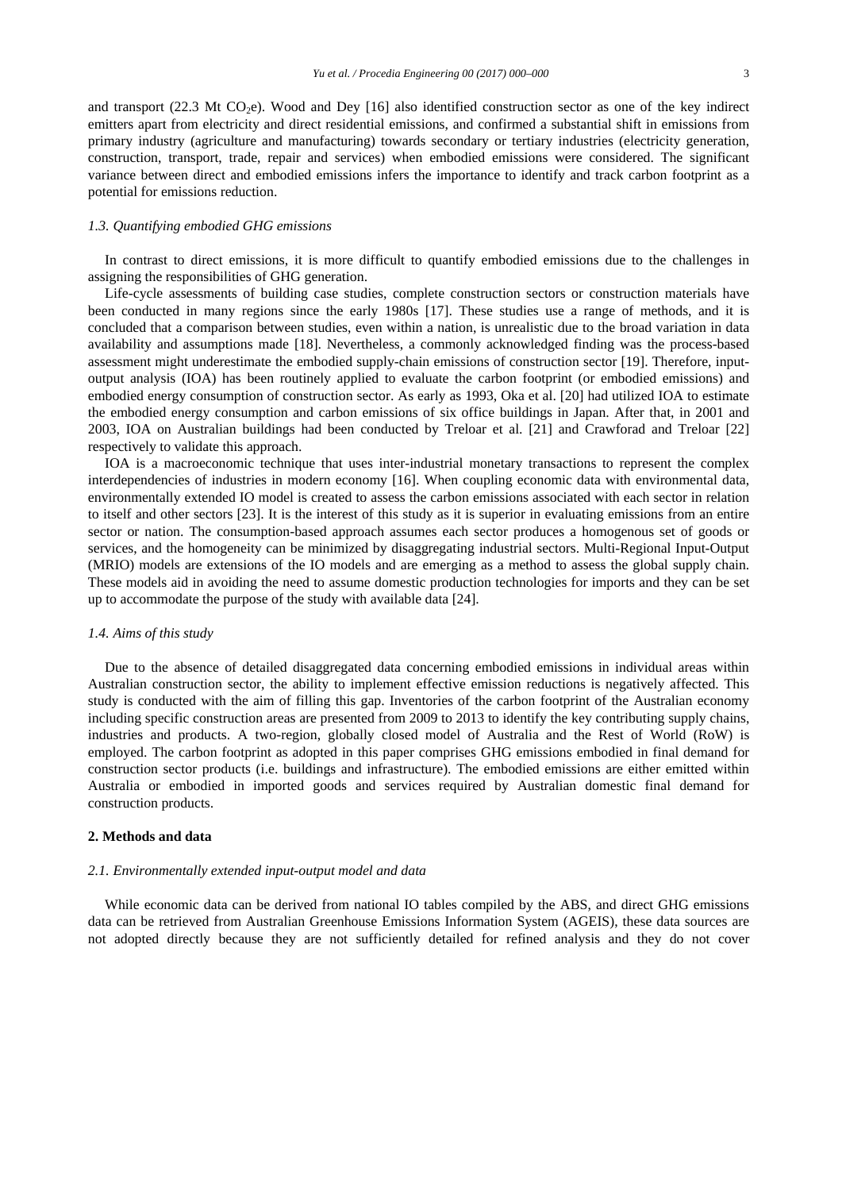and transport (22.3 Mt $CO_2e$). Wood and Dey [16] also identified construction sector as one of the key indirect emitters apart from electricity and direct residential emissions, and confirmed a substantial shift in emissions from primary industry (agriculture and manufacturing) towards secondary or tertiary industries (electricity generation, construction, transport, trade, repair and services) when embodied emissions were considered. The significant variance between direct and embodied emissions infers the importance to identify and track carbon footprint as a potential for emissions reduction.

### *1.3. Quantifying embodied GHG emissions*

In contrast to direct emissions, it is more difficult to quantify embodied emissions due to the challenges in assigning the responsibilities of GHG generation.

Life-cycle assessments of building case studies, complete construction sectors or construction materials have been conducted in many regions since the early 1980s [17]. These studies use a range of methods, and it is concluded that a comparison between studies, even within a nation, is unrealistic due to the broad variation in data availability and assumptions made [18]. Nevertheless, a commonly acknowledged finding was the process-based assessment might underestimate the embodied supply-chain emissions of construction sector [19]. Therefore, input-output analysis (IOA) has been routinely applied to evaluate the carbon footprint (or embodied emissions) and embodied energy consumption of construction sector. As early as 1993, Oka et al. [20] had utilized IOA to estimate the embodied energy consumption and carbon emissions of six office buildings in Japan. After that, in 2001 and 2003, IOA on Australian buildings had been conducted by Treloar et al. [21] and Crawforad and Treloar [22] respectively to validate this approach.

IOA is a macroeconomic technique that uses inter-industrial monetary transactions to represent the complex interdependencies of industries in modern economy [16]. When coupling economic data with environmental data, environmentally extended IO model is created to assess the carbon emissions associated with each sector in relation to itself and other sectors [23]. It is the interest of this study as it is superior in evaluating emissions from an entire sector or nation. The consumption-based approach assumes each sector produces a homogenous set of goods or services, and the homogeneity can be minimized by disaggregating industrial sectors. Multi-Regional Input-Output (MRIO) models are extensions of the IO models and are emerging as a method to assess the global supply chain. These models aid in avoiding the need to assume domestic production technologies for imports and they can be set up to accommodate the purpose of the study with available data [24].

### *1.4. Aims of this study*

Due to the absence of detailed disaggregated data concerning embodied emissions in individual areas within Australian construction sector, the ability to implement effective emission reductions is negatively affected. This study is conducted with the aim of filling this gap. Inventories of the carbon footprint of the Australian economy including specific construction areas are presented from 2009 to 2013 to identify the key contributing supply chains, industries and products. A two-region, globally closed model of Australia and the Rest of World (RoW) is employed. The carbon footprint as adopted in this paper comprises GHG emissions embodied in final demand for construction sector products (i.e. buildings and infrastructure). The embodied emissions are either emitted within Australia or embodied in imported goods and services required by Australian domestic final demand for construction products.

## 2. Methods and data

### *2.1. Environmentally extended input-output model and data*

While economic data can be derived from national IO tables compiled by the ABS, and direct GHG emissions data can be retrieved from Australian Greenhouse Emissions Information System (AGEIS), these data sources are not adopted directly because they are not sufficiently detailed for refined analysis and they do not cover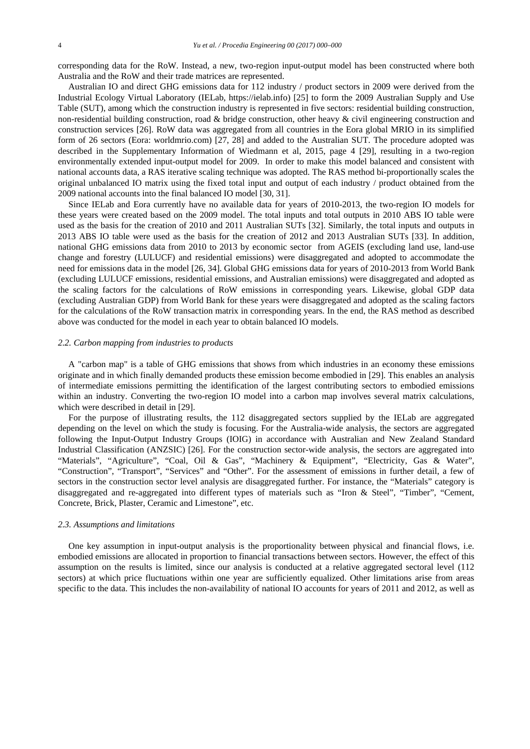corresponding data for the RoW. Instead, a new, two-region input-output model has been constructed where both Australia and the RoW and their trade matrices are represented.

Australian IO and direct GHG emissions data for 112 industry / product sectors in 2009 were derived from the Industrial Ecology Virtual Laboratory (IELab, https://ielab.info) [25] to form the 2009 Australian Supply and Use Table (SUT), among which the construction industry is represented in five sectors: residential building construction, non-residential building construction, road & bridge construction, other heavy & civil engineering construction and construction services [26]. RoW data was aggregated from all countries in the Eora global MRIO in its simplified form of 26 sectors (Eora: worldmrio.com) [27, 28] and added to the Australian SUT. The procedure adopted was described in the Supplementary Information of Wiedmann et al, 2015, page 4 [29], resulting in a two-region environmentally extended input-output model for 2009. In order to make this model balanced and consistent with national accounts data, a RAS iterative scaling technique was adopted. The RAS method bi-proportionally scales the original unbalanced IO matrix using the fixed total input and output of each industry / product obtained from the 2009 national accounts into the final balanced IO model [30, 31].

Since IELab and Eora currently have no available data for years of 2010-2013, the two-region IO models for these years were created based on the 2009 model. The total inputs and total outputs in 2010 ABS IO table were used as the basis for the creation of 2010 and 2011 Australian SUTs [32]. Similarly, the total inputs and outputs in 2013 ABS IO table were used as the basis for the creation of 2012 and 2013 Australian SUTs [33]. In addition, national GHG emissions data from 2010 to 2013 by economic sector from AGEIS (excluding land use, land-use change and forestry (LULUCF) and residential emissions) were disaggregated and adopted to accommodate the need for emissions data in the model [26, 34]. Global GHG emissions data for years of 2010-2013 from World Bank (excluding LULUCF emissions, residential emissions, and Australian emissions) were disaggregated and adopted as the scaling factors for the calculations of RoW emissions in corresponding years. Likewise, global GDP data (excluding Australian GDP) from World Bank for these years were disaggregated and adopted as the scaling factors for the calculations of the RoW transaction matrix in corresponding years. In the end, the RAS method as described above was conducted for the model in each year to obtain balanced IO models.

### *2.2. Carbon mapping from industries to products*

A "carbon map" is a table of GHG emissions that shows from which industries in an economy these emissions originate and in which finally demanded products these emission become embodied in [29]. This enables an analysis of intermediate emissions permitting the identification of the largest contributing sectors to embodied emissions within an industry. Converting the two-region IO model into a carbon map involves several matrix calculations, which were described in detail in [29].

For the purpose of illustrating results, the 112 disaggregated sectors supplied by the IELab are aggregated depending on the level on which the study is focusing. For the Australia-wide analysis, the sectors are aggregated following the Input-Output Industry Groups (IOIG) in accordance with Australian and New Zealand Standard Industrial Classification (ANZSIC) [26]. For the construction sector-wide analysis, the sectors are aggregated into "Materials", "Agriculture", "Coal, Oil & Gas", "Machinery & Equipment", "Electricity, Gas & Water", "Construction", "Transport", "Services" and "Other". For the assessment of emissions in further detail, a few of sectors in the construction sector level analysis are disaggregated further. For instance, the "Materials" category is disaggregated and re-aggregated into different types of materials such as "Iron & Steel", "Timber", "Cement, Concrete, Brick, Plaster, Ceramic and Limestone", etc.

### *2.3. Assumptions and limitations*

One key assumption in input-output analysis is the proportionality between physical and financial flows, i.e. embodied emissions are allocated in proportion to financial transactions between sectors. However, the effect of this assumption on the results is limited, since our analysis is conducted at a relative aggregated sectoral level (112 sectors) at which price fluctuations within one year are sufficiently equalized. Other limitations arise from areas specific to the data. This includes the non-availability of national IO accounts for years of 2011 and 2012, as well as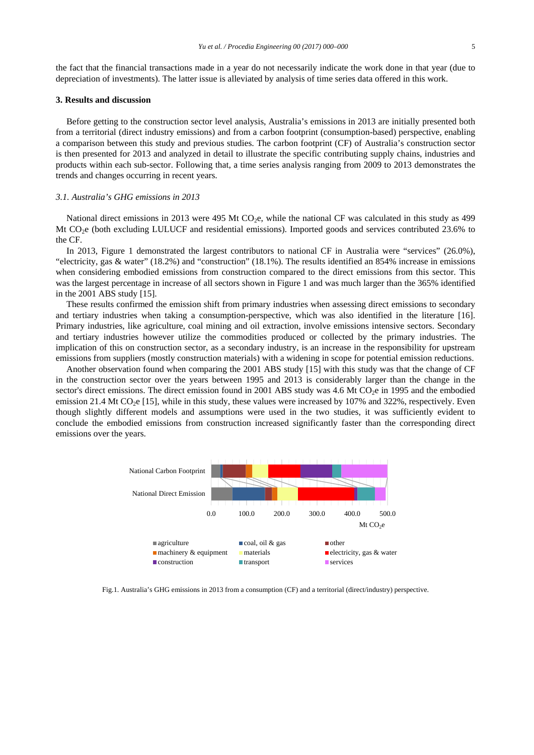the fact that the financial transactions made in a year do not necessarily indicate the work done in that year (due to depreciation of investments). The latter issue is alleviated by analysis of time series data offered in this work.

## 3. Results and discussion

Before getting to the construction sector level analysis, Australia's emissions in 2013 are initially presented both from a territorial (direct industry emissions) and from a carbon footprint (consumption-based) perspective, enabling a comparison between this study and previous studies. The carbon footprint (CF) of Australia's construction sector is then presented for 2013 and analyzed in detail to illustrate the specific contributing supply chains, industries and products within each sub-sector. Following that, a time series analysis ranging from 2009 to 2013 demonstrates the trends and changes occurring in recent years.

### *3.1. Australia's GHG emissions in 2013*

National direct emissions in 2013 were 495 Mt $CO_2$e, while the national CF was calculated in this study as 499 Mt $CO_2$e (both excluding LULUCF and residential emissions). Imported goods and services contributed 23.6% to the CF.

In 2013, Figure 1 demonstrated the largest contributors to national CF in Australia were "services" (26.0%), "electricity, gas & water" (18.2%) and "construction" (18.1%). The results identified an 854% increase in emissions when considering embodied emissions from construction compared to the direct emissions from this sector. This was the largest percentage in increase of all sectors shown in Figure 1 and was much larger than the 365% identified in the 2001 ABS study [15].

These results confirmed the emission shift from primary industries when assessing direct emissions to secondary and tertiary industries when taking a consumption-perspective, which was also identified in the literature [16]. Primary industries, like agriculture, coal mining and oil extraction, involve emissions intensive sectors. Secondary and tertiary industries however utilize the commodities produced or collected by the primary industries. The implication of this on construction sector, as a secondary industry, is an increase in the responsibility for upstream emissions from suppliers (mostly construction materials) with a widening in scope for potential emission reductions.

Another observation found when comparing the 2001 ABS study [15] with this study was that the change of CF in the construction sector over the years between 1995 and 2013 is considerably larger than the change in the sector's direct emissions. The direct emission found in 2001 ABS study was 4.6 Mt $CO_2$e in 1995 and the embodied emission 21.4 Mt $CO_2$e [15], while in this study, these values were increased by 107% and 322%, respectively. Even though slightly different models and assumptions were used in the two studies, it was sufficiently evident to conclude the embodied emissions from construction increased significantly faster than the corresponding direct emissions over the years.

National Carbon Footprint
National Direct Emission
0.0
100.0
200.0
300.0
400.0
500.0
Mt $CO_2$e
agriculture
coal, oil & gas
other
machinery & equipment
materials
electricity, gas & water
construction
transport
services

Fig.1. Australia's GHG emissions in 2013 from a consumption (CF) and a territorial (direct/industry) perspective.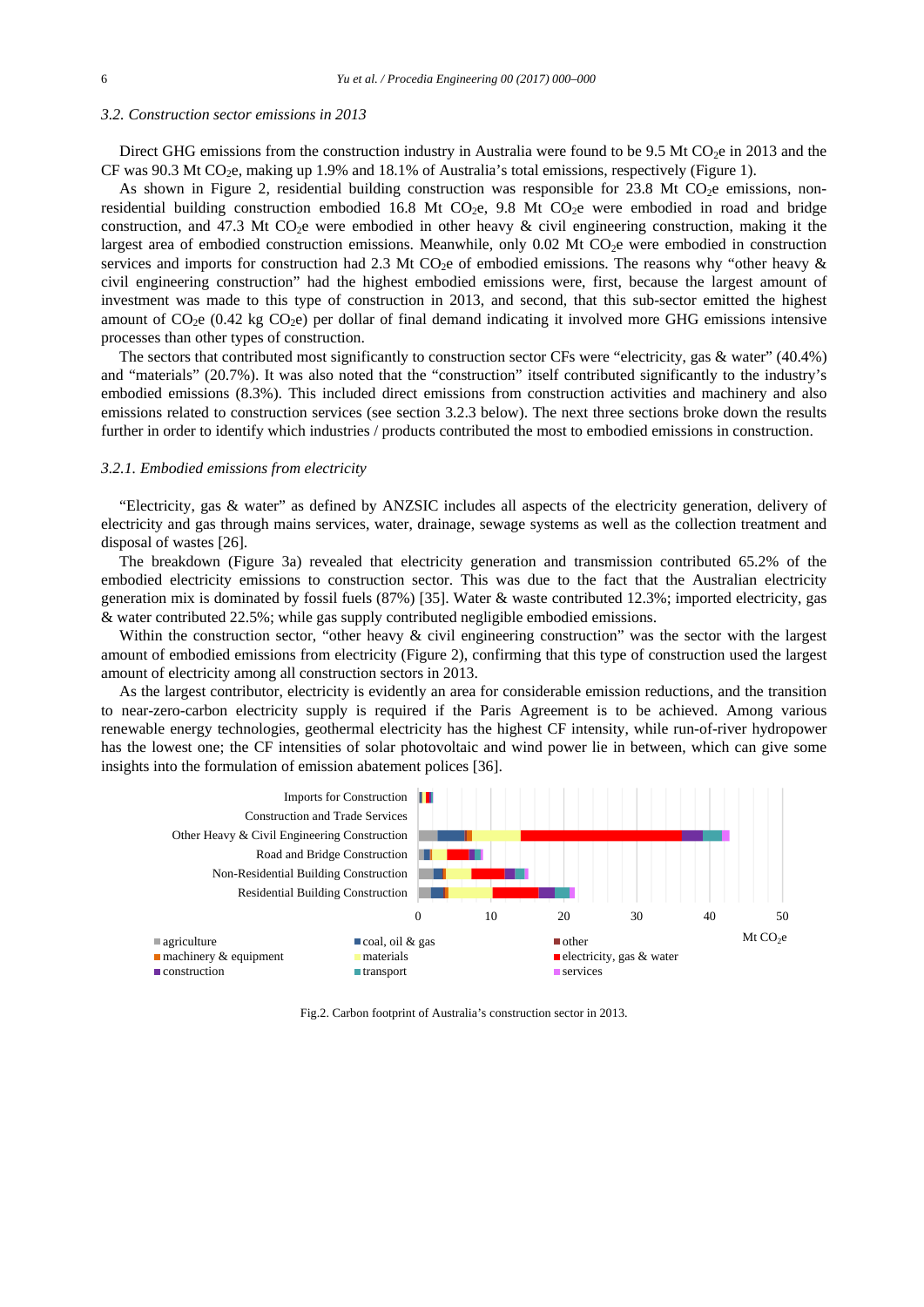### 3.2. Construction sector emissions in 2013

Direct GHG emissions from the construction industry in Australia were found to be 9.5 Mt $CO_2e$ in 2013 and the CF was 90.3 Mt $CO_2e$, making up 1.9% and 18.1% of Australia's total emissions, respectively (Figure 1).

As shown in Figure 2, residential building construction was responsible for 23.8 Mt $CO_2e$ emissions, non-residential building construction embodied 16.8 Mt $CO_2e$, 9.8 Mt $CO_2e$ were embodied in road and bridge construction, and 47.3 Mt $CO_2e$ were embodied in other heavy & civil engineering construction, making it the largest area of embodied construction emissions. Meanwhile, only 0.02 Mt $CO_2e$ were embodied in construction services and imports for construction had 2.3 Mt $CO_2e$ of embodied emissions. The reasons why "other heavy & civil engineering construction" had the highest embodied emissions were, first, because the largest amount of investment was made to this type of construction in 2013, and second, that this sub-sector emitted the highest amount of $CO_2e$ (0.42 kg $CO_2e$) per dollar of final demand indicating it involved more GHG emissions intensive processes than other types of construction.

The sectors that contributed most significantly to construction sector CFs were "electricity, gas & water" (40.4%) and "materials" (20.7%). It was also noted that the "construction" itself contributed significantly to the industry's embodied emissions (8.3%). This included direct emissions from construction activities and machinery and also emissions related to construction services (see section 3.2.3 below). The next three sections broke down the results further in order to identify which industries / products contributed the most to embodied emissions in construction.

#### 3.2.1. Embodied emissions from electricity

"Electricity, gas & water" as defined by ANZSIC includes all aspects of the electricity generation, delivery of electricity and gas through mains services, water, drainage, sewage systems as well as the collection treatment and disposal of wastes [26].

The breakdown (Figure 3a) revealed that electricity generation and transmission contributed 65.2% of the embodied electricity emissions to construction sector. This was due to the fact that the Australian electricity generation mix is dominated by fossil fuels (87%) [35]. Water & waste contributed 12.3%; imported electricity, gas & water contributed 22.5%; while gas supply contributed negligible embodied emissions.

Within the construction sector, "other heavy & civil engineering construction" was the sector with the largest amount of embodied emissions from electricity (Figure 2), confirming that this type of construction used the largest amount of electricity among all construction sectors in 2013.

As the largest contributor, electricity is evidently an area for considerable emission reductions, and the transition to near-zero-carbon electricity supply is required if the Paris Agreement is to be achieved. Among various renewable energy technologies, geothermal electricity has the highest CF intensity, while run-of-river hydropower has the lowest one; the CF intensities of solar photovoltaic and wind power lie in between, which can give some insights into the formulation of emission abatement polices [36].

Imports for Construction
Construction and Trade Services
Other Heavy & Civil Engineering Construction
Road and Bridge Construction
Non-Residential Building Construction
Residential Building Construction

0 10 20 30 40 50

Mt $CO_2e$

agriculture, coal, oil & gas, other, machinery & equipment, materials, electricity, gas & water, construction, transport, services

Fig.2. Carbon footprint of Australia's construction sector in 2013.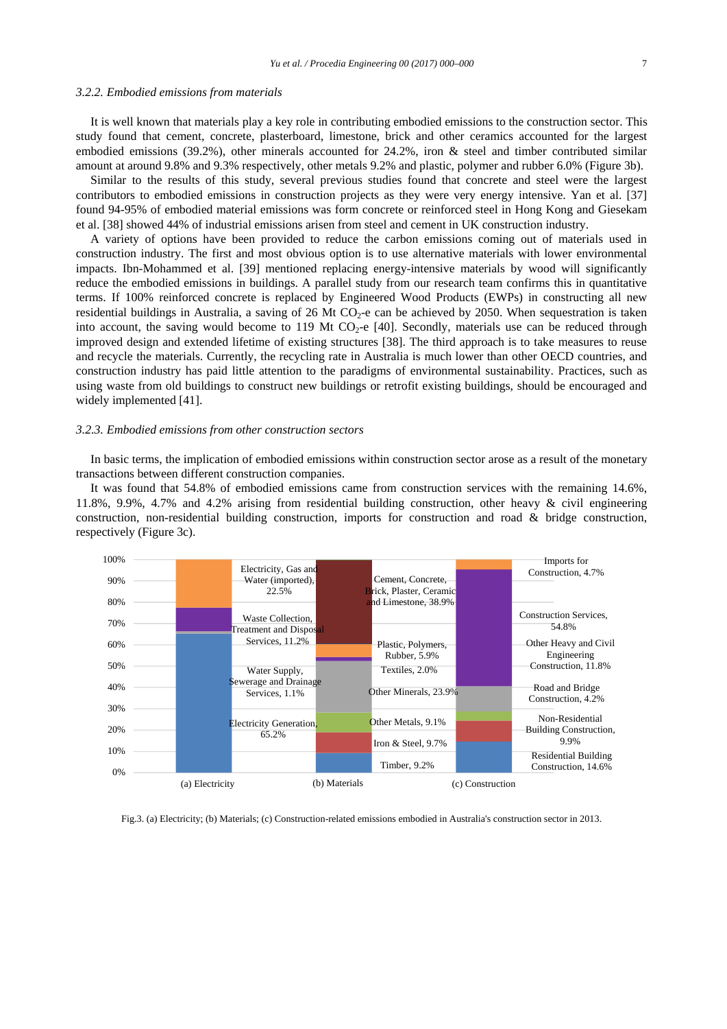### 3.2.2. Embodied emissions from materials

It is well known that materials play a key role in contributing embodied emissions to the construction sector. This study found that cement, concrete, plasterboard, limestone, brick and other ceramics accounted for the largest embodied emissions (39.2%), other minerals accounted for 24.2%, iron & steel and timber contributed similar amount at around 9.8% and 9.3% respectively, other metals 9.2% and plastic, polymer and rubber 6.0% (Figure 3b).

Similar to the results of this study, several previous studies found that concrete and steel were the largest contributors to embodied emissions in construction projects as they were very energy intensive. Yan et al. [37] found 94-95% of embodied material emissions was form concrete or reinforced steel in Hong Kong and Giesekam et al. [38] showed 44% of industrial emissions arisen from steel and cement in UK construction industry.

A variety of options have been provided to reduce the carbon emissions coming out of materials used in construction industry. The first and most obvious option is to use alternative materials with lower environmental impacts. Ibn-Mohammed et al. [39] mentioned replacing energy-intensive materials by wood will significantly reduce the embodied emissions in buildings. A parallel study from our research team confirms this in quantitative terms. If 100% reinforced concrete is replaced by Engineered Wood Products (EWPs) in constructing all new residential buildings in Australia, a saving of 26 Mt $CO_2$-e can be achieved by 2050. When sequestration is taken into account, the saving would become to 119 Mt $CO_2$-e [40]. Secondly, materials use can be reduced through improved design and extended lifetime of existing structures [38]. The third approach is to take measures to reuse and recycle the materials. Currently, the recycling rate in Australia is much lower than other OECD countries, and construction industry has paid little attention to the paradigms of environmental sustainability. Practices, such as using waste from old buildings to construct new buildings or retrofit existing buildings, should be encouraged and widely implemented [41].

### 3.2.3. Embodied emissions from other construction sectors

In basic terms, the implication of embodied emissions within construction sector arose as a result of the monetary transactions between different construction companies.

It was found that 54.8% of embodied emissions came from construction services with the remaining 14.6%, 11.8%, 9.9%, 4.7% and 4.2% arising from residential building construction, other heavy & civil engineering construction, non-residential building construction, imports for construction and road & bridge construction, respectively (Figure 3c).

100%
90%
80%
70%
60%
50%
40%
30%
20%
10%
0%

Electricity, Gas and Water (imported), 22.5%
Waste Collection, Treatment and Disposal Services, 11.2%
Water Supply, Sewerage and Drainage Services, 1.1%
Electricity Generation, 65.2%

Cement, Concrete, Brick, Plaster, Ceramic and Limestone, 38.9%
Plastic, Polymers, Rubber, 5.9%
Textiles, 2.0%
Other Minerals, 23.9%
Other Metals, 9.1%
Iron & Steel, 9.7%
Timber, 9.2%

Imports for Construction, 4.7%
Construction Services, 54.8%
Other Heavy and Civil Engineering Construction, 11.8%
Road and Bridge Construction, 4.2%
Non-Residential Building Construction, 9.9%
Residential Building Construction, 14.6%

(a) Electricity
(b) Materials
(c) Construction

Fig.3. (a) Electricity; (b) Materials; (c) Construction-related emissions embodied in Australia's construction sector in 2013.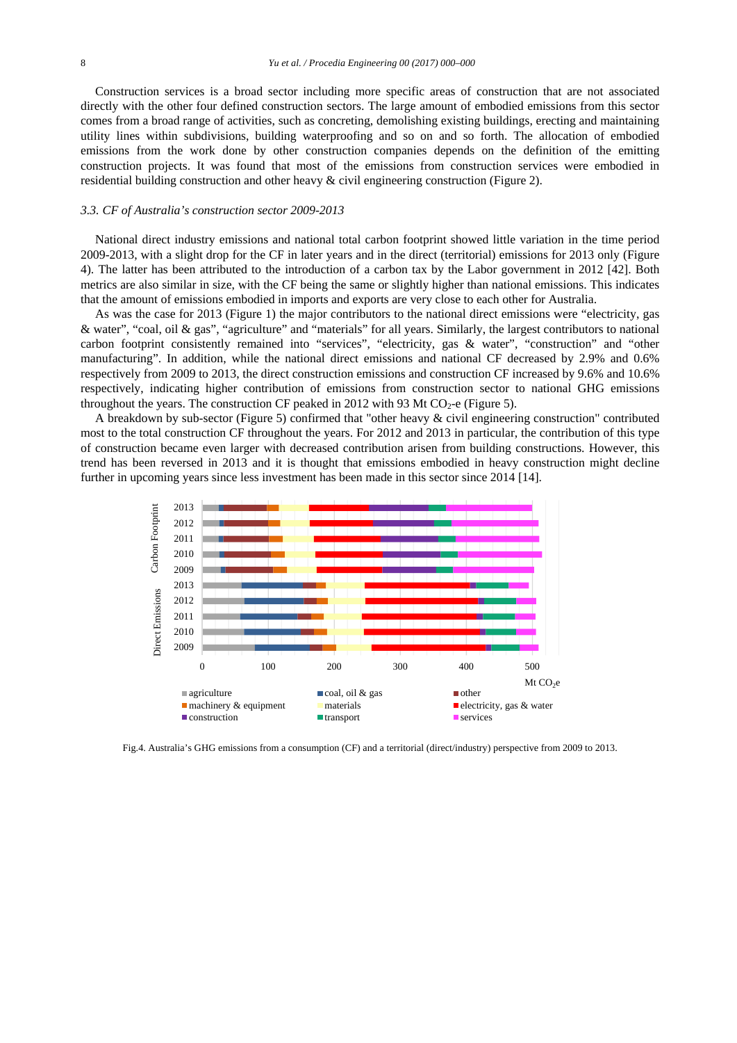Construction services is a broad sector including more specific areas of construction that are not associated directly with the other four defined construction sectors. The large amount of embodied emissions from this sector comes from a broad range of activities, such as concreting, demolishing existing buildings, erecting and maintaining utility lines within subdivisions, building waterproofing and so on and so forth. The allocation of embodied emissions from the work done by other construction companies depends on the definition of the emitting construction projects. It was found that most of the emissions from construction services were embodied in residential building construction and other heavy & civil engineering construction (Figure 2).

### *3.3. CF of Australia's construction sector 2009-2013*

National direct industry emissions and national total carbon footprint showed little variation in the time period 2009-2013, with a slight drop for the CF in later years and in the direct (territorial) emissions for 2013 only (Figure 4). The latter has been attributed to the introduction of a carbon tax by the Labor government in 2012 [42]. Both metrics are also similar in size, with the CF being the same or slightly higher than national emissions. This indicates that the amount of emissions embodied in imports and exports are very close to each other for Australia.

As was the case for 2013 (Figure 1) the major contributors to the national direct emissions were "electricity, gas & water", "coal, oil & gas", "agriculture" and "materials" for all years. Similarly, the largest contributors to national carbon footprint consistently remained into "services", "electricity, gas & water", "construction" and "other manufacturing". In addition, while the national direct emissions and national CF decreased by 2.9% and 0.6% respectively from 2009 to 2013, the direct construction emissions and construction CF increased by 9.6% and 10.6% respectively, indicating higher contribution of emissions from construction sector to national GHG emissions throughout the years. The construction CF peaked in 2012 with 93 Mt $CO_2$-e (Figure 5).

A breakdown by sub-sector (Figure 5) confirmed that "other heavy & civil engineering construction" contributed most to the total construction CF throughout the years. For 2012 and 2013 in particular, the contribution of this type of construction became even larger with decreased contribution arisen from building constructions. However, this trend has been reversed in 2013 and it is thought that emissions embodied in heavy construction might decline further in upcoming years since less investment has been made in this sector since 2014 [14].

Carbon Footprint
Direct Emissions
2013
2012
2011
2010
2009
2013
2012
2011
2010
2009
0
100
200
300
400
500
Mt $CO_2$e
agriculture
coal, oil & gas
other
machinery & equipment
materials
electricity, gas & water
construction
transport
services

Fig.4. Australia's GHG emissions from a consumption (CF) and a territorial (direct/industry) perspective from 2009 to 2013.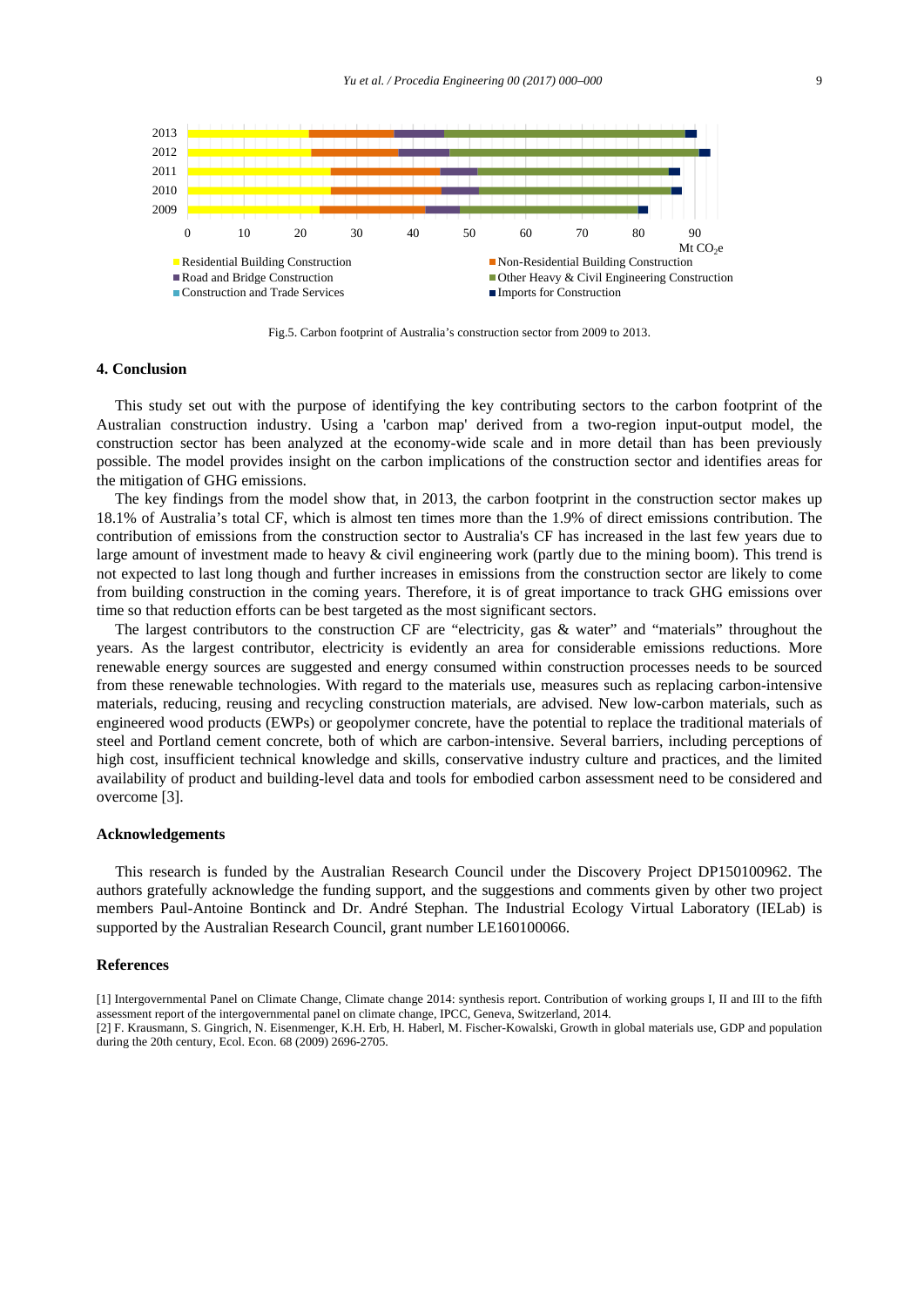2013
2012
2011
2010
2009

0 10 20 30 40 50 60 70 80 90

Mt $CO_2$e

Residential Building Construction
Non-Residential Building Construction
Road and Bridge Construction
Other Heavy & Civil Engineering Construction
Construction and Trade Services
Imports for Construction

Fig.5. Carbon footprint of Australia's construction sector from 2009 to 2013.

## 4. Conclusion

This study set out with the purpose of identifying the key contributing sectors to the carbon footprint of the Australian construction industry. Using a 'carbon map' derived from a two-region input-output model, the construction sector has been analyzed at the economy-wide scale and in more detail than has been previously possible. The model provides insight on the carbon implications of the construction sector and identifies areas for the mitigation of GHG emissions.

The key findings from the model show that, in 2013, the carbon footprint in the construction sector makes up 18.1% of Australia's total CF, which is almost ten times more than the 1.9% of direct emissions contribution. The contribution of emissions from the construction sector to Australia's CF has increased in the last few years due to large amount of investment made to heavy & civil engineering work (partly due to the mining boom). This trend is not expected to last long though and further increases in emissions from the construction sector are likely to come from building construction in the coming years. Therefore, it is of great importance to track GHG emissions over time so that reduction efforts can be best targeted as the most significant sectors.

The largest contributors to the construction CF are "electricity, gas & water" and "materials" throughout the years. As the largest contributor, electricity is evidently an area for considerable emissions reductions. More renewable energy sources are suggested and energy consumed within construction processes needs to be sourced from these renewable technologies. With regard to the materials use, measures such as replacing carbon-intensive materials, reducing, reusing and recycling construction materials, are advised. New low-carbon materials, such as engineered wood products (EWPs) or geopolymer concrete, have the potential to replace the traditional materials of steel and Portland cement concrete, both of which are carbon-intensive. Several barriers, including perceptions of high cost, insufficient technical knowledge and skills, conservative industry culture and practices, and the limited availability of product and building-level data and tools for embodied carbon assessment need to be considered and overcome [3].

## Acknowledgements

This research is funded by the Australian Research Council under the Discovery Project DP150100962. The authors gratefully acknowledge the funding support, and the suggestions and comments given by other two project members Paul-Antoine Bontinck and Dr. André Stephan. The Industrial Ecology Virtual Laboratory (IELab) is supported by the Australian Research Council, grant number LE160100066.

## References

[1] Intergovernmental Panel on Climate Change, Climate change 2014: synthesis report. Contribution of working groups I, II and III to the fifth assessment report of the intergovernmental panel on climate change, IPCC, Geneva, Switzerland, 2014.

[2] F. Krausmann, S. Gingrich, N. Eisenmenger, K.H. Erb, H. Haberl, M. Fischer-Kowalski, Growth in global materials use, GDP and population during the 20th century, Ecol. Econ. 68 (2009) 2696-2705.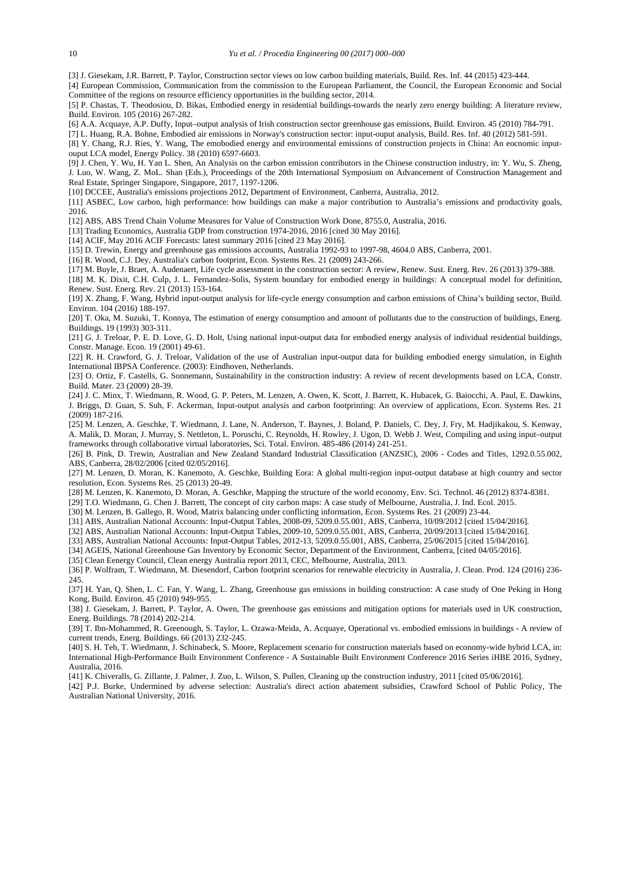[3] J. Giesekam, J.R. Barrett, P. Taylor, Construction sector views on low carbon building materials, Build. Res. Inf. 44 (2015) 423-444.

[4] European Commission, Communication from the commission to the European Parliament, the Council, the European Economic and Social Committee of the regions on resource efficiency opportunities in the building sector, 2014.

[5] P. Chastas, T. Theodosiou, D. Bikas, Embodied energy in residential buildings-towards the nearly zero energy building: A literature review, Build. Environ. 105 (2016) 267-282.

[6] A.A. Acquaye, A.P. Duffy, Input–output analysis of Irish construction sector greenhouse gas emissions, Build. Environ. 45 (2010) 784-791.

[7] L. Huang, R.A. Bohne, Embodied air emissions in Norway's construction sector: input-ouput analysis, Build. Res. Inf. 40 (2012) 581-591.

[8] Y. Chang, R.J. Ries, Y. Wang, The emobodied energy and environmental emissions of construction projects in China: An eocnomic input-ouput LCA model, Energy Policy. 38 (2010) 6597-6603.

[9] J. Chen, Y. Wu, H. Yan L. Shen, An Analysis on the carbon emission contributors in the Chinese construction industry, in: Y. Wu, S. Zheng, J. Luo, W. Wang, Z. MoL. Shan (Eds.), Proceedings of the 20th International Symposium on Advancement of Construction Management and Real Estate, Springer Singapore, Singapore, 2017, 1197-1206.

[10] DCCEE, Australia's emissions projections 2012, Department of Environment, Canberra, Australia, 2012.

[11] ASBEC, Low carbon, high performance: how buildings can make a major contribution to Australia's emissions and productivity goals, 2016.

[12] ABS, ABS Trend Chain Volume Measures for Value of Construction Work Done, 8755.0, Australia, 2016.

[13] Trading Economics, Australia GDP from construction 1974-2016, 2016 [cited 30 May 2016].

[14] ACIF, May 2016 ACIF Forecasts: latest summary 2016 [cited 23 May 2016].

[15] D. Trewin, Energy and greenhouse gas emissions accounts, Australia 1992-93 to 1997-98, 4604.0 ABS, Canberra, 2001.

[16] R. Wood, C.J. Dey, Australia's carbon footprint, Econ. Systems Res. 21 (2009) 243-266.

[17] M. Buyle, J. Braet, A. Audenaert, Life cycle assessment in the construction sector: A review, Renew. Sust. Energ. Rev. 26 (2013) 379-388.

[18] M. K. Dixit, C.H. Culp, J. L. Fernandez-Solis, System boundary for embodied energy in buildings: A conceptual model for definition, Renew. Sust. Energ. Rev. 21 (2013) 153-164.

[19] X. Zhang, F. Wang, Hybrid input-output analysis for life-cycle energy consumption and carbon emissions of China's building sector, Build. Environ. 104 (2016) 188-197.

[20] T. Oka, M. Suzuki, T. Konnya, The estimation of energy consumption and amount of pollutants due to the construction of buildings, Energ. Buildings. 19 (1993) 303-311.

[21] G. J. Treloar, P. E. D. Love, G. D. Holt, Using national input-output data for embodied energy analysis of individual residential buildings, Constr. Manage. Econ. 19 (2001) 49-61.

[22] R. H. Crawford, G. J. Treloar, Validation of the use of Australian input-output data for building embodied energy simulation, in Eighth International IBPSA Conference. (2003): Eindhoven, Netherlands.

[23] O. Ortiz, F. Castells, G. Sonnemann, Sustainability in the construction industry: A review of recent developments based on LCA, Constr. Build. Mater. 23 (2009) 28-39.

[24] J. C. Minx, T. Wiedmann, R. Wood, G. P. Peters, M. Lenzen, A. Owen, K. Scott, J. Barrett, K. Hubacek, G. Baiocchi, A. Paul, E. Dawkins, J. Briggs, D. Guan, S. Suh, F. Ackerman, Input-output analysis and carbon footprinting: An overview of applications, Econ. Systems Res. 21 (2009) 187-216.

[25] M. Lenzen, A. Geschke, T. Wiedmann, J. Lane, N. Anderson, T. Baynes, J. Boland, P. Daniels, C. Dey, J. Fry, M. Hadjikakou, S. Kenway, A. Malik, D. Moran, J. Murray, S. Nettleton, L. Poruschi, C. Reynolds, H. Rowley, J. Ugon, D. Webb J. West, Compiling and using input–output frameworks through collaborative virtual laboratories, Sci. Total. Environ. 485-486 (2014) 241-251.

[26] B. Pink, D. Trewin, Australian and New Zealand Standard Industrial Classification (ANZSIC), 2006 - Codes and Titles, 1292.0.55.002, ABS, Canberra, 28/02/2006 [cited 02/05/2016].

[27] M. Lenzen, D. Moran, K. Kanemoto, A. Geschke, Building Eora: A global multi-region input-output database at high country and sector resolution, Econ. Systems Res. 25 (2013) 20-49.

[28] M. Lenzen, K. Kanemoto, D. Moran, A. Geschke, Mapping the structure of the world economy, Env. Sci. Technol. 46 (2012) 8374-8381.

[29] T.O. Wiedmann, G. Chen J. Barrett, The concept of city carbon maps: A case study of Melbourne, Australia, J. Ind. Ecol. 2015.

[30] M. Lenzen, B. Gallego, R. Wood, Matrix balancing under conflicting information, Econ. Systems Res. 21 (2009) 23-44.

[31] ABS, Australian National Accounts: Input-Output Tables, 2008-09, 5209.0.55.001, ABS, Canberra, 10/09/2012 [cited 15/04/2016].

[32] ABS, Australian National Accounts: Input-Output Tables, 2009-10, 5209.0.55.001, ABS, Canberra, 20/09/2013 [cited 15/04/2016].

[33] ABS, Australian National Accounts: Input-Output Tables, 2012-13, 5209.0.55.001, ABS, Canberra, 25/06/2015 [cited 15/04/2016].

[34] AGEIS, National Greenhouse Gas Inventory by Economic Sector, Department of the Environment, Canberra, [cited 04/05/2016].

[35] Clean Eenergy Council, Clean energy Australia report 2013, CEC, Melbourne, Australia, 2013.

[36] P. Wolfram, T. Wiedmann, M. Diesendorf, Carbon footprint scenarios for renewable electricity in Australia, J. Clean. Prod. 124 (2016) 236-245.

[37] H. Yan, Q. Shen, L. C. Fan, Y. Wang, L. Zhang, Greenhouse gas emissions in building construction: A case study of One Peking in Hong Kong, Build. Environ. 45 (2010) 949-955.

[38] J. Giesekam, J. Barrett, P. Taylor, A. Owen, The greenhouse gas emissions and mitigation options for materials used in UK construction, Energ. Buildings. 78 (2014) 202-214.

[39] T. Ibn-Mohammed, R. Greenough, S. Taylor, L. Ozawa-Meida, A. Acquaye, Operational vs. embodied emissions in buildings - A review of current trends, Energ. Buildings. 66 (2013) 232-245.

[40] S. H. Teh, T. Wiedmann, J. Schinabeck, S. Moore, Replacement scenario for construction materials based on economy-wide hybrid LCA, in: International High-Performance Built Environment Conference - A Sustainable Built Environment Conference 2016 Series iHBE 2016, Sydney, Australia, 2016.

[41] K. Chiveralls, G. Zillante, J. Palmer, J. Zuo, L. Wilson, S. Pullen, Cleaning up the construction industry, 2011 [cited 05/06/2016].

[42] P.J. Burke, Undermined by adverse selection: Australia's direct action abatement subsidies, Crawford School of Public Policy, The Australian National University, 2016.